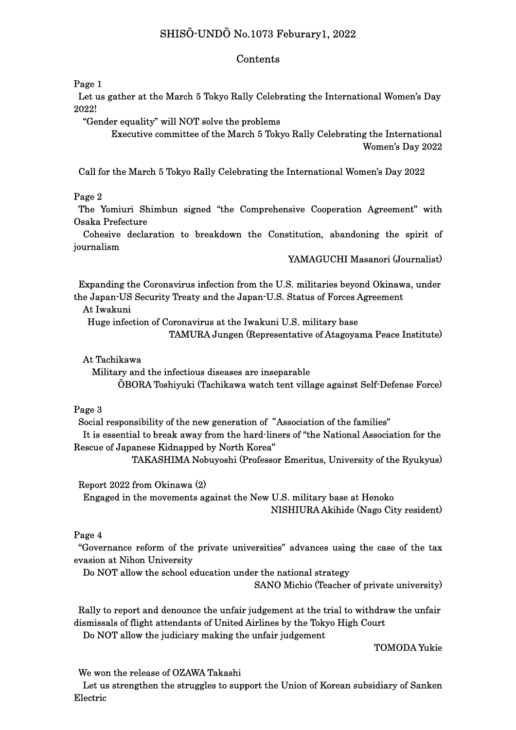# SHISŌ-UNDŌ No.1073 Feburary1, 2022

## Contents

Page 1

Let us gather at the March 5 Tokyo Rally Celebrating the International Women's Day 2022!

"Gender equality" will NOT solve the problems

Executive committee of the March 5 Tokyo Rally Celebrating the International Women's Day 2022

Call for the March 5 Tokyo Rally Celebrating the International Women's Day 2022

Page 2

The Yomiuri Shimbun signed "the Comprehensive Cooperation Agreement" with Osaka Prefecture

Cohesive declaration to breakdown the Constitution, abandoning the spirit of journalism

YAMAGUCHI Masanori (Journalist)

Expanding the Coronavirus infection from the U.S. militaries beyond Okinawa, under the Japan-US Security Treaty and the Japan-U.S. Status of Forces Agreement

At Iwakuni

Huge infection of Coronavirus at the Iwakuni U.S. military base

TAMURA Jungen (Representative of Atagoyama Peace Institute)

At Tachikawa

Military and the infectious diseases are inseparable

ŌBORA Toshiyuki (Tachikawa watch tent village against Self-Defense Force)

Page 3

Social responsibility of the new generation of "Association of the families"

It is essential to break away from the hard-liners of "the National Association for the Rescue of Japanese Kidnapped by North Korea"

TAKASHIMA Nobuyoshi (Professor Emeritus, University of the Ryukyus)

Report 2022 from Okinawa (2)

Engaged in the movements against the New U.S. military base at Henoko

NISHIURA Akihide (Nago City resident)

Page 4

"Governance reform of the private universities" advances using the case of the tax evasion at Nihon University

Do NOT allow the school education under the national strategy

SANO Michio (Teacher of private university)

Rally to report and denounce the unfair judgement at the trial to withdraw the unfair dismissals of flight attendants of United Airlines by the Tokyo High Court

Do NOT allow the judiciary making the unfair judgement

TOMODA Yukie

We won the release of OZAWA Takashi

Let us strengthen the struggles to support the Union of Korean subsidiary of Sanken Electric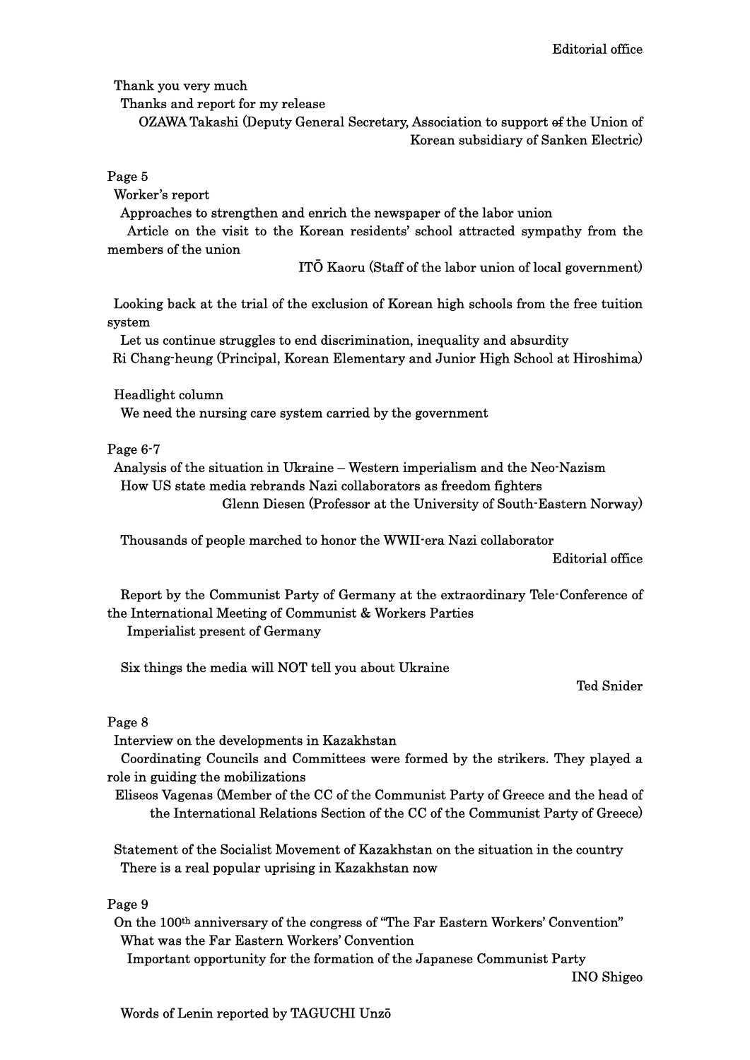Editorial office

Thank you very much

Thanks and report for my release

OZAWA Takashi (Deputy General Secretary, Association to support ~~of~~ the Union of Korean subsidiary of Sanken Electric)

## Page 5

Worker's report

Approaches to strengthen and enrich the newspaper of the labor union

Article on the visit to the Korean residents' school attracted sympathy from the members of the union

ITŌ Kaoru (Staff of the labor union of local government)

Looking back at the trial of the exclusion of Korean high schools from the free tuition system

Let us continue struggles to end discrimination, inequality and absurdity

Ri Chang-heung (Principal, Korean Elementary and Junior High School at Hiroshima)

Headlight column

We need the nursing care system carried by the government

## Page 6-7

Analysis of the situation in Ukraine – Western imperialism and the Neo-Nazism

How US state media rebrands Nazi collaborators as freedom fighters

Glenn Diesen (Professor at the University of South-Eastern Norway)

Thousands of people marched to honor the WWII-era Nazi collaborator

Editorial office

Report by the Communist Party of Germany at the extraordinary Tele-Conference of the International Meeting of Communist & Workers Parties

Imperialist present of Germany

Six things the media will NOT tell you about Ukraine

Ted Snider

## Page 8

Interview on the developments in Kazakhstan

Coordinating Councils and Committees were formed by the strikers. They played a role in guiding the mobilizations

Eliseos Vagenas (Member of the CC of the Communist Party of Greece and the head of the International Relations Section of the CC of the Communist Party of Greece)

Statement of the Socialist Movement of Kazakhstan on the situation in the country

There is a real popular uprising in Kazakhstan now

## Page 9

On the 100th anniversary of the congress of "The Far Eastern Workers' Convention"

What was the Far Eastern Workers' Convention

Important opportunity for the formation of the Japanese Communist Party

INO Shigeo

Words of Lenin reported by TAGUCHI Unzō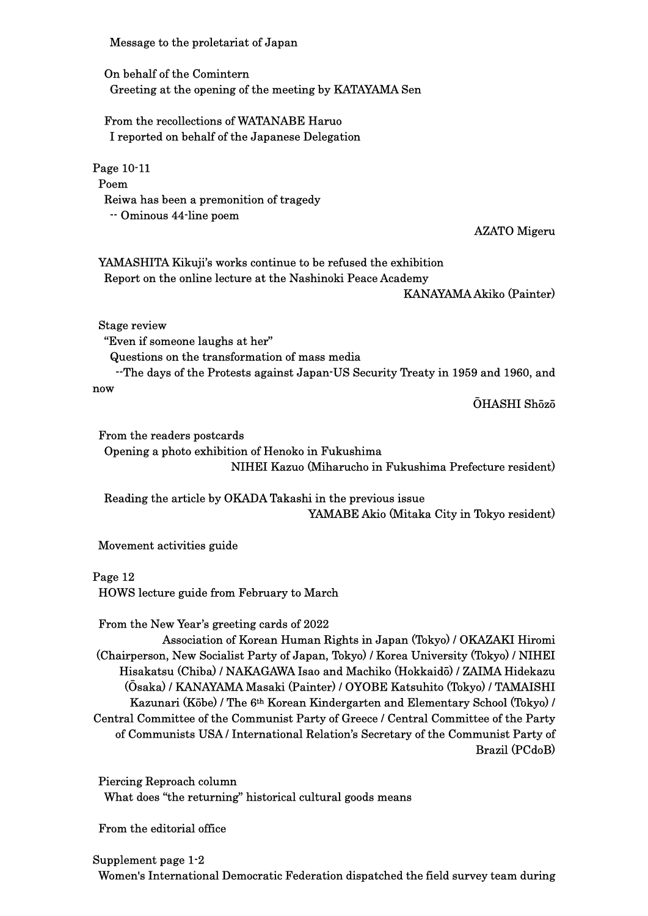Message to the proletariat of Japan

On behalf of the Comintern
Greeting at the opening of the meeting by KATAYAMA Sen

From the recollections of WATANABE Haruo
I reported on behalf of the Japanese Delegation

Page 10-11

Poem
Reiwa has been a premonition of tragedy
-- Ominous 44-line poem

AZATO Migeru

YAMASHITA Kikuji's works continue to be refused the exhibition
Report on the online lecture at the Nashinoki Peace Academy

KANAYAMA Akiko (Painter)

Stage review
"Even if someone laughs at her"
Questions on the transformation of mass media
--The days of the Protests against Japan-US Security Treaty in 1959 and 1960, and now

ŌHASHI Shōzō

From the readers postcards
Opening a photo exhibition of Henoko in Fukushima

NIHEI Kazuo (Miharucho in Fukushima Prefecture resident)

Reading the article by OKADA Takashi in the previous issue

YAMABE Akio (Mitaka City in Tokyo resident)

Movement activities guide

Page 12

HOWS lecture guide from February to March

From the New Year's greeting cards of 2022

Association of Korean Human Rights in Japan (Tokyo) / OKAZAKI Hiromi (Chairperson, New Socialist Party of Japan, Tokyo) / Korea University (Tokyo) / NIHEI Hisakatsu (Chiba) / NAKAGAWA Isao and Machiko (Hokkaidō) / ZAIMA Hidekazu (Ōsaka) / KANAYAMA Masaki (Painter) / OYOBE Katsuhito (Tokyo) / TAMAISHI Kazunari (Kōbe) / The 6th Korean Kindergarten and Elementary School (Tokyo) / Central Committee of the Communist Party of Greece / Central Committee of the Party of Communists USA / International Relation's Secretary of the Communist Party of Brazil (PCdoB)

Piercing Reproach column
What does "the returning" historical cultural goods means

From the editorial office

Supplement page 1-2

Women's International Democratic Federation dispatched the field survey team during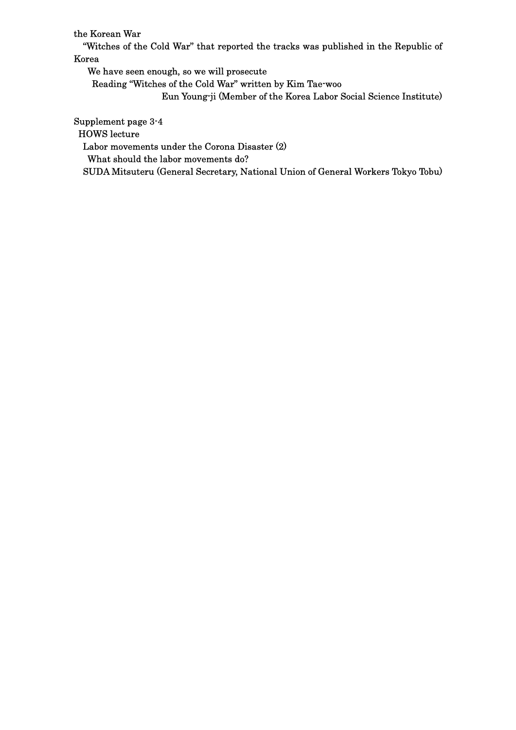the Korean War

"Witches of the Cold War" that reported the tracks was published in the Republic of Korea

We have seen enough, so we will prosecute

Reading "Witches of the Cold War" written by Kim Tae-woo

Eun Young-ji (Member of the Korea Labor Social Science Institute)

Supplement page 3-4

HOWS lecture

Labor movements under the Corona Disaster (2)

What should the labor movements do?

SUDA Mitsuteru (General Secretary, National Union of General Workers Tokyo Tobu)